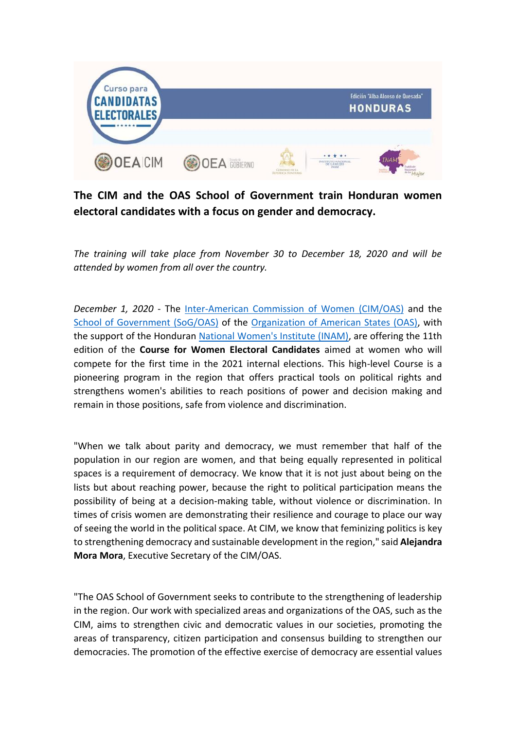**The CIM and the OAS School of Government train Honduran women electoral candidates with a focus on gender and democracy.**

*The training will take place from November 30 to December 18, 2020 and will be attended by women from all over the country.*

*December 1, 2020* - The Inter-American Commission of Women (CIM/OAS) and the School of Government (SoG/OAS) of the Organization of American States (OAS), with the support of the Honduran National Women's Institute (INAM), are offering the 11th edition of the **Course for Women Electoral Candidates** aimed at women who will compete for the first time in the 2021 internal elections. This high-level Course is a pioneering program in the region that offers practical tools on political rights and strengthens women's abilities to reach positions of power and decision making and remain in those positions, safe from violence and discrimination.

"When we talk about parity and democracy, we must remember that half of the population in our region are women, and that being equally represented in political spaces is a requirement of democracy. We know that it is not just about being on the lists but about reaching power, because the right to political participation means the possibility of being at a decision-making table, without violence or discrimination. In times of crisis women are demonstrating their resilience and courage to place our way of seeing the world in the political space. At CIM, we know that feminizing politics is key to strengthening democracy and sustainable development in the region," said **Alejandra Mora Mora**, Executive Secretary of the CIM/OAS.

"The OAS School of Government seeks to contribute to the strengthening of leadership in the region. Our work with specialized areas and organizations of the OAS, such as the CIM, aims to strengthen civic and democratic values in our societies, promoting the areas of transparency, citizen participation and consensus building to strengthen our democracies. The promotion of the effective exercise of democracy are essential values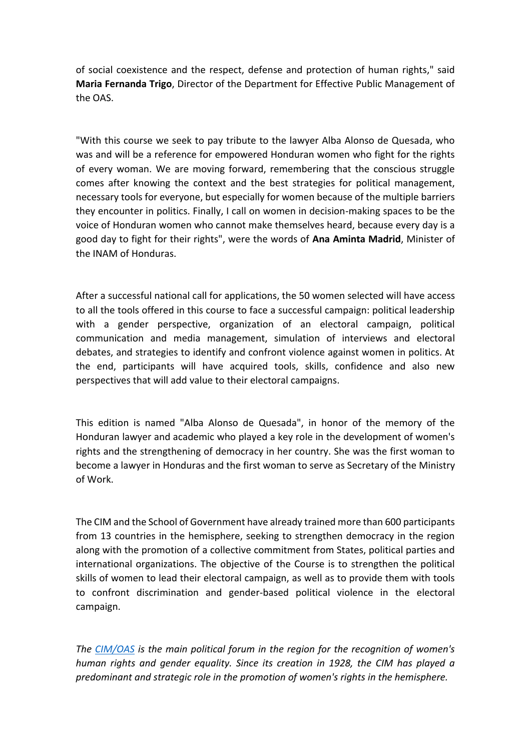of social coexistence and the respect, defense and protection of human rights," said **Maria Fernanda Trigo**, Director of the Department for Effective Public Management of the OAS.

"With this course we seek to pay tribute to the lawyer Alba Alonso de Quesada, who was and will be a reference for empowered Honduran women who fight for the rights of every woman. We are moving forward, remembering that the conscious struggle comes after knowing the context and the best strategies for political management, necessary tools for everyone, but especially for women because of the multiple barriers they encounter in politics. Finally, I call on women in decision-making spaces to be the voice of Honduran women who cannot make themselves heard, because every day is a good day to fight for their rights", were the words of **Ana Aminta Madrid**, Minister of the INAM of Honduras.

After a successful national call for applications, the 50 women selected will have access to all the tools offered in this course to face a successful campaign: political leadership with a gender perspective, organization of an electoral campaign, political communication and media management, simulation of interviews and electoral debates, and strategies to identify and confront violence against women in politics. At the end, participants will have acquired tools, skills, confidence and also new perspectives that will add value to their electoral campaigns.

This edition is named "Alba Alonso de Quesada", in honor of the memory of the Honduran lawyer and academic who played a key role in the development of women's rights and the strengthening of democracy in her country. She was the first woman to become a lawyer in Honduras and the first woman to serve as Secretary of the Ministry of Work.

The CIM and the School of Government have already trained more than 600 participants from 13 countries in the hemisphere, seeking to strengthen democracy in the region along with the promotion of a collective commitment from States, political parties and international organizations. The objective of the Course is to strengthen the political skills of women to lead their electoral campaign, as well as to provide them with tools to confront discrimination and gender-based political violence in the electoral campaign.

*The [CIM/OAS](CIM/OAS) is the main political forum in the region for the recognition of women's human rights and gender equality. Since its creation in 1928, the CIM has played a predominant and strategic role in the promotion of women's rights in the hemisphere.*